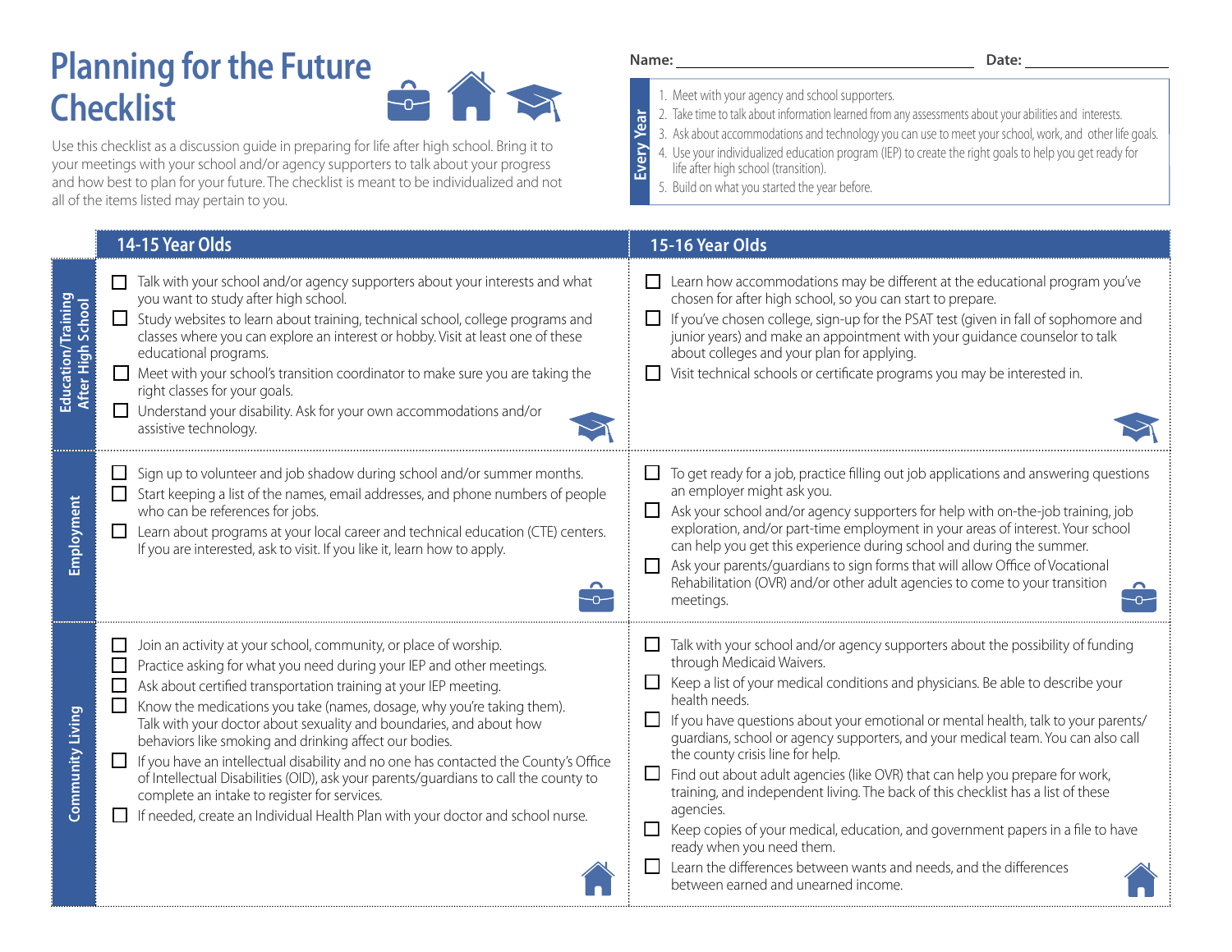# Planning for the Future Checklist

Use this checklist as a discussion guide in preparing for life after high school. Bring it to your meetings with your school and/or agency supporters to talk about your progress and how best to plan for your future. The checklist is meant to be individualized and not all of the items listed may pertain to you.

**Name:** ______________________ **Date:** ____________

**Every Year**

1. Meet with your agency and school supporters.
2. Take time to talk about information learned from any assessments about your abilities and interests.
3. Ask about accommodations and technology you can use to meet your school, work, and other life goals.
4. Use your individualized education program (IEP) to create the right goals to help you get ready for life after high school (transition).
5. Build on what you started the year before.

| | 14-15 Year Olds | 15-16 Year Olds |
|---|---|---|
| **Education/Training After High School** | ☐ Talk with your school and/or agency supporters about your interests and what you want to study after high school.<br>☐ Study websites to learn about training, technical school, college programs and classes where you can explore an interest or hobby. Visit at least one of these educational programs.<br>☐ Meet with your school's transition coordinator to make sure you are taking the right classes for your goals.<br>☐ Understand your disability. Ask for your own accommodations and/or assistive technology. | ☐ Learn how accommodations may be different at the educational program you've chosen for after high school, so you can start to prepare.<br>☐ If you've chosen college, sign-up for the PSAT test (given in fall of sophomore and junior years) and make an appointment with your guidance counselor to talk about colleges and your plan for applying.<br>☐ Visit technical schools or certificate programs you may be interested in. |
| **Employment** | ☐ Sign up to volunteer and job shadow during school and/or summer months.<br>☐ Start keeping a list of the names, email addresses, and phone numbers of people who can be references for jobs.<br>☐ Learn about programs at your local career and technical education (CTE) centers. If you are interested, ask to visit. If you like it, learn how to apply. | ☐ To get ready for a job, practice filling out job applications and answering questions an employer might ask you.<br>☐ Ask your school and/or agency supporters for help with on-the-job training, job exploration, and/or part-time employment in your areas of interest. Your school can help you get this experience during school and during the summer.<br>☐ Ask your parents/guardians to sign forms that will allow Office of Vocational Rehabilitation (OVR) and/or other adult agencies to come to your transition meetings. |
| **Community Living** | ☐ Join an activity at your school, community, or place of worship.<br>☐ Practice asking for what you need during your IEP and other meetings.<br>☐ Ask about certified transportation training at your IEP meeting.<br>☐ Know the medications you take (names, dosage, why you're taking them). Talk with your doctor about sexuality and boundaries, and about how behaviors like smoking and drinking affect our bodies.<br>☐ If you have an intellectual disability and no one has contacted the County's Office of Intellectual Disabilities (OID), ask your parents/guardians to call the county to complete an intake to register for services.<br>☐ If needed, create an Individual Health Plan with your doctor and school nurse. | ☐ Talk with your school and/or agency supporters about the possibility of funding through Medicaid Waivers.<br>☐ Keep a list of your medical conditions and physicians. Be able to describe your health needs.<br>☐ If you have questions about your emotional or mental health, talk to your parents/guardians, school or agency supporters, and your medical team. You can also call the county crisis line for help.<br>☐ Find out about adult agencies (like OVR) that can help you prepare for work, training, and independent living. The back of this checklist has a list of these agencies.<br>☐ Keep copies of your medical, education, and government papers in a file to have ready when you need them.<br>☐ Learn the differences between wants and needs, and the differences between earned and unearned income. |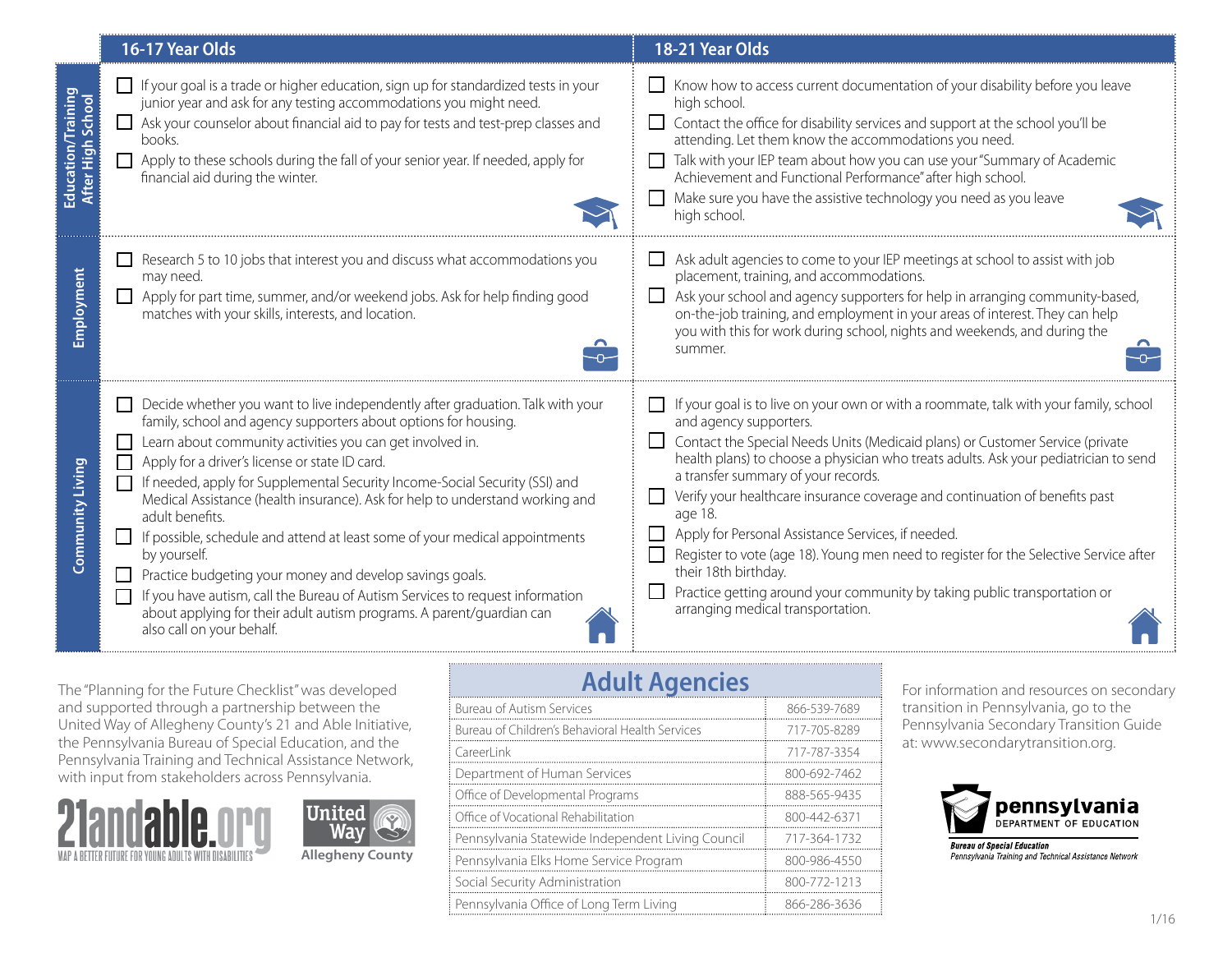| | 16-17 Year Olds | 18-21 Year Olds |
|---|---|---|
| **Education/Training After High School** | ☐ If your goal is a trade or higher education, sign up for standardized tests in your junior year and ask for any testing accommodations you might need.<br>☐ Ask your counselor about financial aid to pay for tests and test-prep classes and books.<br>☐ Apply to these schools during the fall of your senior year. If needed, apply for financial aid during the winter. | ☐ Know how to access current documentation of your disability before you leave high school.<br>☐ Contact the office for disability services and support at the school you'll be attending. Let them know the accommodations you need.<br>☐ Talk with your IEP team about how you can use your "Summary of Academic Achievement and Functional Performance" after high school.<br>☐ Make sure you have the assistive technology you need as you leave high school. |
| **Employment** | ☐ Research 5 to 10 jobs that interest you and discuss what accommodations you may need.<br>☐ Apply for part time, summer, and/or weekend jobs. Ask for help finding good matches with your skills, interests, and location. | ☐ Ask adult agencies to come to your IEP meetings at school to assist with job placement, training, and accommodations.<br>☐ Ask your school and agency supporters for help in arranging community-based, on-the-job training, and employment in your areas of interest. They can help you with this for work during school, nights and weekends, and during the summer. |
| **Community Living** | ☐ Decide whether you want to live independently after graduation. Talk with your family, school and agency supporters about options for housing.<br>☐ Learn about community activities you can get involved in.<br>☐ Apply for a driver's license or state ID card.<br>☐ If needed, apply for Supplemental Security Income-Social Security (SSI) and Medical Assistance (health insurance). Ask for help to understand working and adult benefits.<br>☐ If possible, schedule and attend at least some of your medical appointments by yourself.<br>☐ Practice budgeting your money and develop savings goals.<br>☐ If you have autism, call the Bureau of Autism Services to request information about applying for their adult autism programs. A parent/guardian can also call on your behalf. | ☐ If your goal is to live on your own or with a roommate, talk with your family, school and agency supporters.<br>☐ Contact the Special Needs Units (Medicaid plans) or Customer Service (private health plans) to choose a physician who treats adults. Ask your pediatrician to send a transfer summary of your records.<br>☐ Verify your healthcare insurance coverage and continuation of benefits past age 18.<br>☐ Apply for Personal Assistance Services, if needed.<br>☐ Register to vote (age 18). Young men need to register for the Selective Service after their 18th birthday.<br>☐ Practice getting around your community by taking public transportation or arranging medical transportation. |

The "Planning for the Future Checklist" was developed and supported through a partnership between the United Way of Allegheny County's 21 and Able Initiative, the Pennsylvania Bureau of Special Education, and the Pennsylvania Training and Technical Assistance Network, with input from stakeholders across Pennsylvania.

21andable.org — MAP A BETTER FUTURE FOR YOUNG ADULTS WITH DISABILITIES

United Way Allegheny County

## Adult Agencies

| | |
|---|---|
| Bureau of Autism Services | 866-539-7689 |
| Bureau of Children's Behavioral Health Services | 717-705-8289 |
| CareerLink | 717-787-3354 |
| Department of Human Services | 800-692-7462 |
| Office of Developmental Programs | 888-565-9435 |
| Office of Vocational Rehabilitation | 800-442-6371 |
| Pennsylvania Statewide Independent Living Council | 717-364-1732 |
| Pennsylvania Elks Home Service Program | 800-986-4550 |
| Social Security Administration | 800-772-1213 |
| Pennsylvania Office of Long Term Living | 866-286-3636 |

For information and resources on secondary transition in Pennsylvania, go to the Pennsylvania Secondary Transition Guide at: www.secondarytransition.org.

pennsylvania DEPARTMENT OF EDUCATION

*Bureau of Special Education*
*Pennsylvania Training and Technical Assistance Network*

1/16